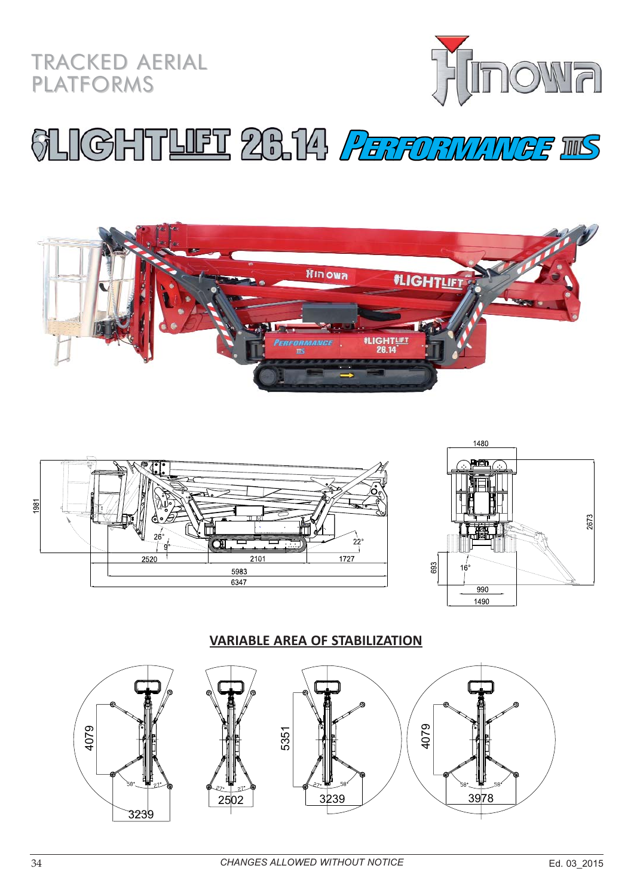# TRACKED AERIAL PLATFORMS

# LIGHTLIFT 26.14 PERFORMANCE IIIS

1981

26°

9°

22°

2520 | 2101 | 1727

5983

6347

1480

2673

693

16°

990

1490

## VARIABLE AREA OF STABILIZATION

4079

58° 27°

3239

27° 27°

2502

5351

27° 58°

3239

4079

58° 58°

3978

*CHANGES ALLOWED WITHOUT NOTICE*

Ed. 03_2015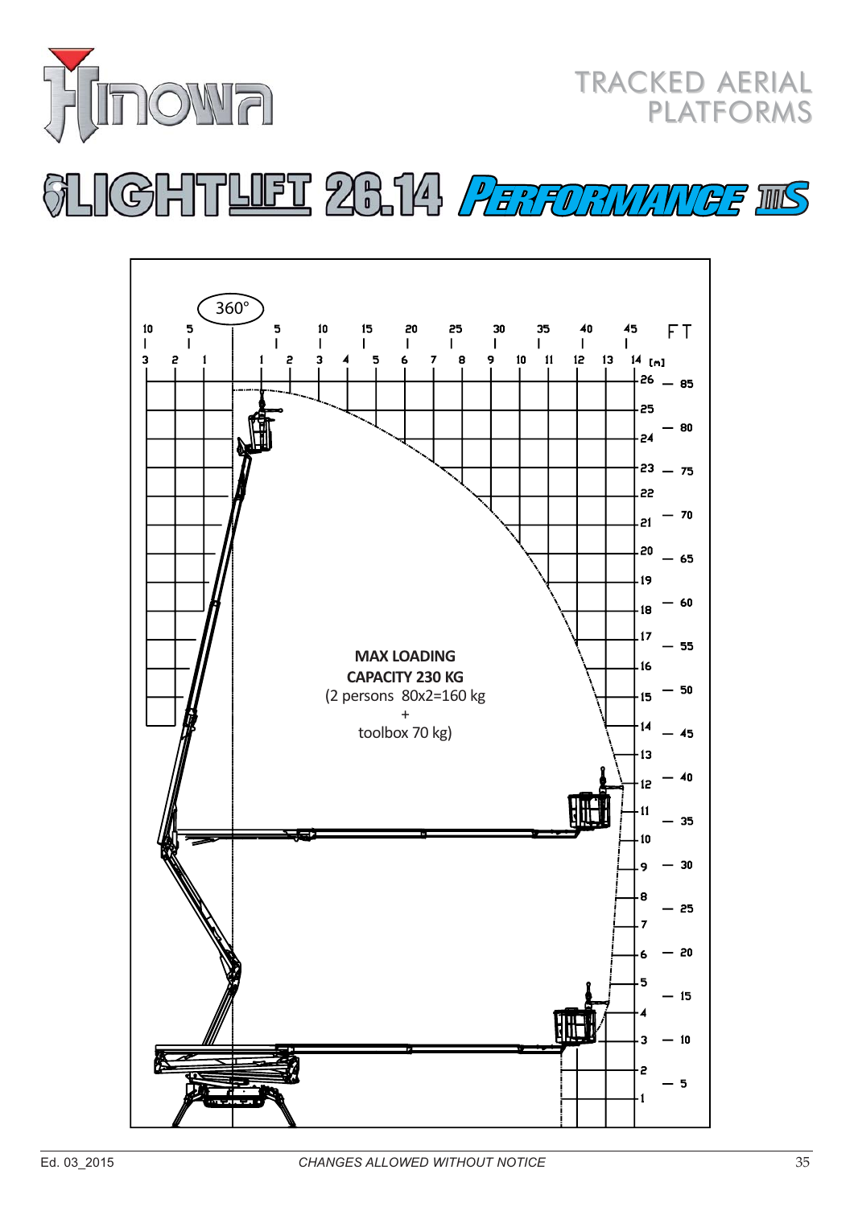# TRACKED AERIAL PLATFORMS

# LIGHTLIFT 26.14 PERFORMANCE IIIS

360°

**MAX LOADING CAPACITY 230 KG**

(2 persons 80x2=160 kg
+
toolbox 70 kg)

Ed. 03_2015

*CHANGES ALLOWED WITHOUT NOTICE*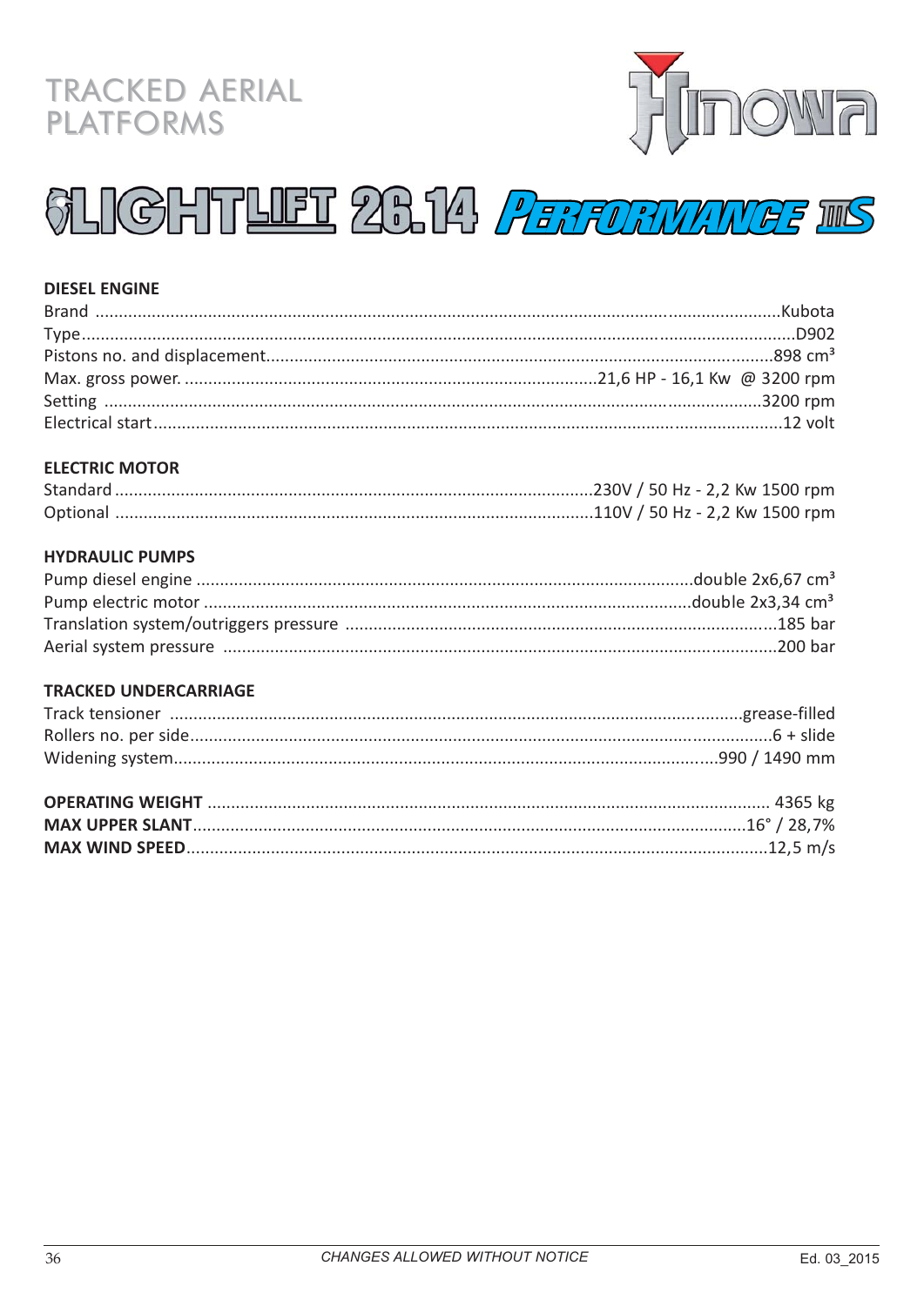TRACKED AERIAL PLATFORMS

Hinowa

# LIGHTLIFT 26.14 PERFORMANCE IIIS

### DIESEL ENGINE

| | |
|---|---|
| Brand | Kubota |
| Type | D902 |
| Pistons no. and displacement | 898 cm³ |
| Max. gross power. | 21,6 HP - 16,1 Kw @ 3200 rpm |
| Setting | 3200 rpm |
| Electrical start | 12 volt |

### ELECTRIC MOTOR

| | |
|---|---|
| Standard | 230V / 50 Hz - 2,2 Kw 1500 rpm |
| Optional | 110V / 50 Hz - 2,2 Kw 1500 rpm |

### HYDRAULIC PUMPS

| | |
|---|---|
| Pump diesel engine | double 2x6,67 cm³ |
| Pump electric motor | double 2x3,34 cm³ |
| Translation system/outriggers pressure | 185 bar |
| Aerial system pressure | 200 bar |

### TRACKED UNDERCARRIAGE

| | |
|---|---|
| Track tensioner | grease-filled |
| Rollers no. per side | 6 + slide |
| Widening system | 990 / 1490 mm |

| | |
|---|---|
| **OPERATING WEIGHT** | 4365 kg |
| **MAX UPPER SLANT** | 16° / 28,7% |
| **MAX WIND SPEED** | 12,5 m/s |

*CHANGES ALLOWED WITHOUT NOTICE*

Ed. 03_2015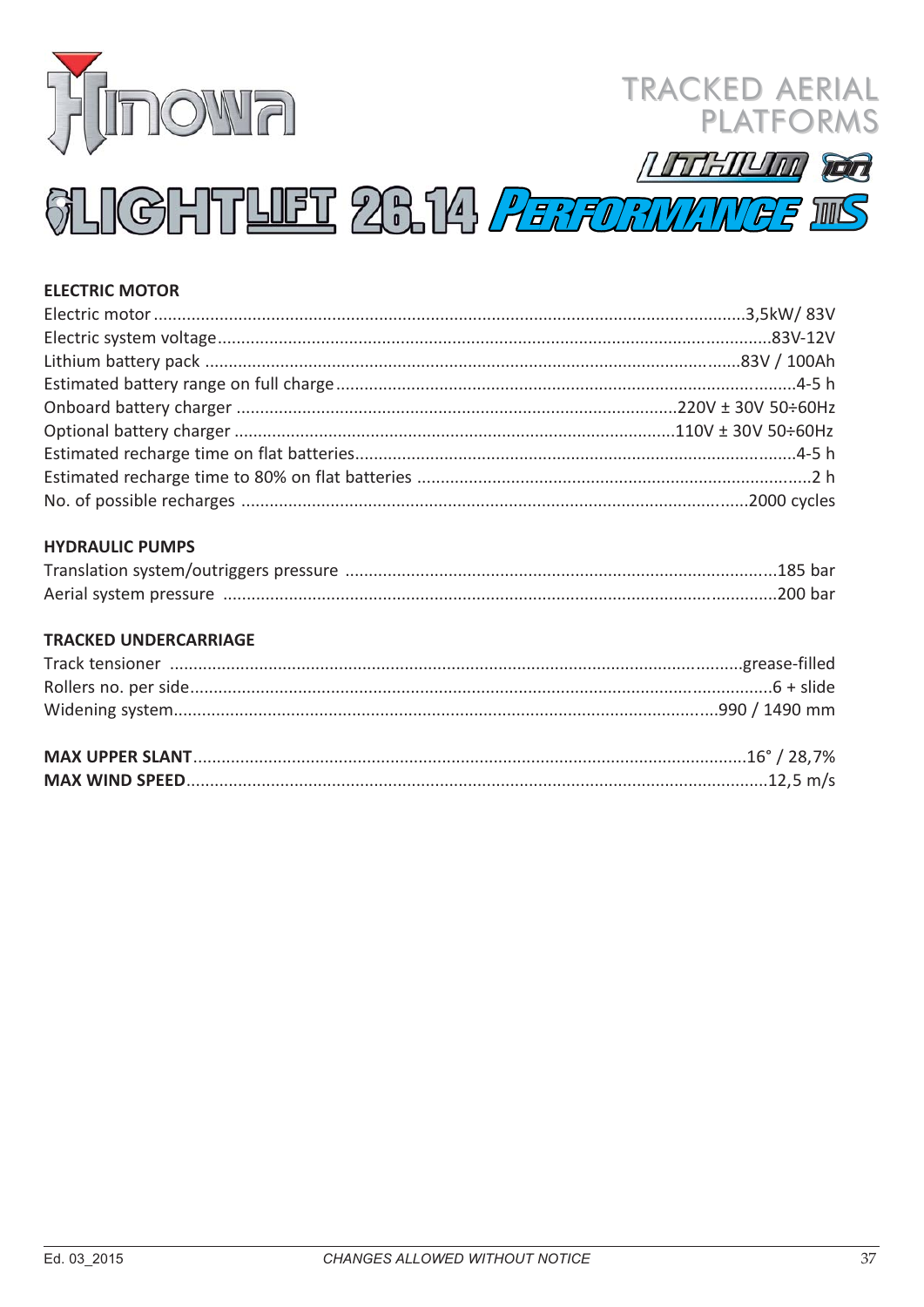# TRACKED AERIAL PLATFORMS

## LIGHTLIFT 26.14 PERFORMANCE IIIS LITHIUM ION

### ELECTRIC MOTOR

| | |
|---|---|
| Electric motor | 3,5kW/ 83V |
| Electric system voltage | 83V-12V |
| Lithium battery pack | 83V / 100Ah |
| Estimated battery range on full charge | 4-5 h |
| Onboard battery charger | 220V ± 30V 50÷60Hz |
| Optional battery charger | 110V ± 30V 50÷60Hz |
| Estimated recharge time on flat batteries | 4-5 h |
| Estimated recharge time to 80% on flat batteries | 2 h |
| No. of possible recharges | 2000 cycles |

### HYDRAULIC PUMPS

| | |
|---|---|
| Translation system/outriggers pressure | 185 bar |
| Aerial system pressure | 200 bar |

### TRACKED UNDERCARRIAGE

| | |
|---|---|
| Track tensioner | grease-filled |
| Rollers no. per side | 6 + slide |
| Widening system | 990 / 1490 mm |

| | |
|---|---|
| **MAX UPPER SLANT** | 16° / 28,7% |
| **MAX WIND SPEED** | 12,5 m/s |

Ed. 03_2015 — *CHANGES ALLOWED WITHOUT NOTICE*